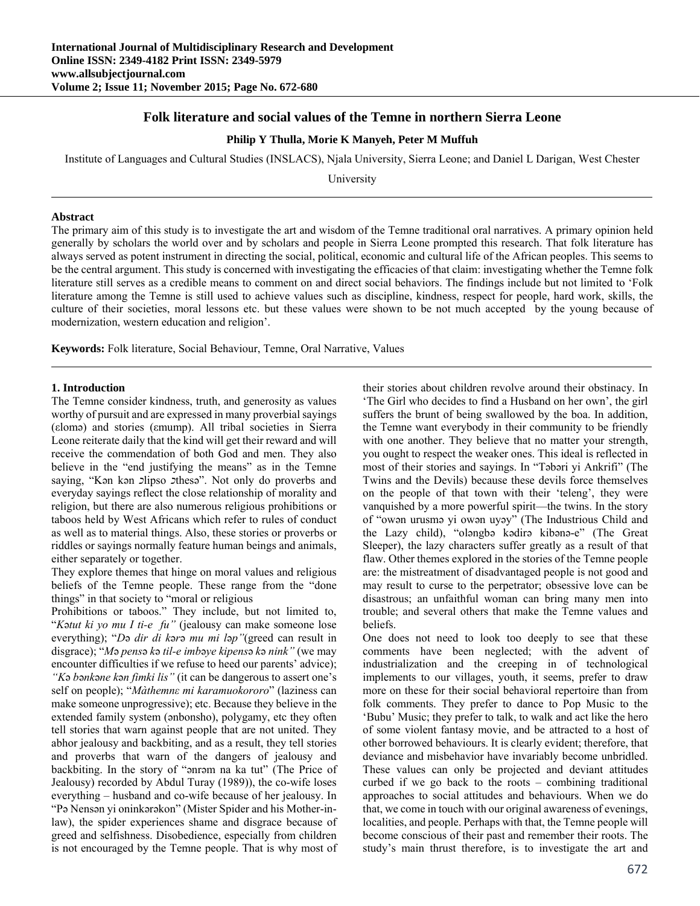**International Journal of Multidisciplinary Research and Development**
**Online ISSN: 2349-4182 Print ISSN: 2349-5979**
**www.allsubjectjournal.com**
**Volume 2; Issue 11; November 2015; Page No. 672-680**

# Folk literature and social values of the Temne in northern Sierra Leone

**Philip Y Thulla, Morie K Manyeh, Peter M Muffuh**

Institute of Languages and Cultural Studies (INSLACS), Njala University, Sierra Leone; and Daniel L Darigan, West Chester University

### Abstract

The primary aim of this study is to investigate the art and wisdom of the Temne traditional oral narratives. A primary opinion held generally by scholars the world over and by scholars and people in Sierra Leone prompted this research. That folk literature has always served as potent instrument in directing the social, political, economic and cultural life of the African peoples. This seems to be the central argument. This study is concerned with investigating the efficacies of that claim: investigating whether the Temne folk literature still serves as a credible means to comment on and direct social behaviors. The findings include but not limited to 'Folk literature among the Temne is still used to achieve values such as discipline, kindness, respect for people, hard work, skills, the culture of their societies, moral lessons etc. but these values were shown to be not much accepted by the young because of modernization, western education and religion'.

**Keywords:** Folk literature, Social Behaviour, Temne, Oral Narrative, Values

## 1. Introduction

The Temne consider kindness, truth, and generosity as values worthy of pursuit and are expressed in many proverbial sayings (ɛlomə) and stories (ɛmump). All tribal societies in Sierra Leone reiterate daily that the kind will get their reward and will receive the commendation of both God and men. They also believe in the "end justifying the means" as in the Temne saying, "Kən kən ɔlipso ɔthesə". Not only do proverbs and everyday sayings reflect the close relationship of morality and religion, but there are also numerous religious prohibitions or taboos held by West Africans which refer to rules of conduct as well as to material things. Also, these stories or proverbs or riddles or sayings normally feature human beings and animals, either separately or together.

They explore themes that hinge on moral values and religious beliefs of the Temne people. These range from the "done things" in that society to "moral or religious

Prohibitions or taboos." They include, but not limited to, "*Kətut ki yo mu I ti-e fu"* (jealousy can make someone lose everything); "*Də dir di kərə mu mi ləp"*(greed can result in disgrace); "*Mə pensə kə til-e imbəye kipensə kə nink"* (we may encounter difficulties if we refuse to heed our parents' advice); *"Kə bənkəne kən fimki lis"* (it can be dangerous to assert one's self on people); "*Màthemnɛ mi karamuokororo*" (laziness can make someone unprogressive); etc. Because they believe in the extended family system (ənbonsho), polygamy, etc they often tell stories that warn against people that are not united. They abhor jealousy and backbiting, and as a result, they tell stories and proverbs that warn of the dangers of jealousy and backbiting. In the story of "ənrəm na ka tut" (The Price of Jealousy) recorded by Abdul Turay (1989)), the co-wife loses everything – husband and co-wife because of her jealousy. In "Pə Nensən yi oninkərəkon" (Mister Spider and his Mother-in-law), the spider experiences shame and disgrace because of greed and selfishness. Disobedience, especially from children is not encouraged by the Temne people. That is why most of their stories about children revolve around their obstinacy. In 'The Girl who decides to find a Husband on her own', the girl suffers the brunt of being swallowed by the boa. In addition, the Temne want everybody in their community to be friendly with one another. They believe that no matter your strength, you ought to respect the weaker ones. This ideal is reflected in most of their stories and sayings. In "Təbəri yi Ankrifi" (The Twins and the Devils) because these devils force themselves on the people of that town with their 'teleng', they were vanquished by a more powerful spirit—the twins. In the story of "owən urusmə yi owən uyəy" (The Industrious Child and the Lazy child), "oləngbə kədirə kibənə-e" (The Great Sleeper), the lazy characters suffer greatly as a result of that flaw. Other themes explored in the stories of the Temne people are: the mistreatment of disadvantaged people is not good and may result to curse to the perpetrator; obsessive love can be disastrous; an unfaithful woman can bring many men into trouble; and several others that make the Temne values and beliefs.

One does not need to look too deeply to see that these comments have been neglected; with the advent of industrialization and the creeping in of technological implements to our villages, youth, it seems, prefer to draw more on these for their social behavioral repertoire than from folk comments. They prefer to dance to Pop Music to the 'Bubu' Music; they prefer to talk, to walk and act like the hero of some violent fantasy movie, and be attracted to a host of other borrowed behaviours. It is clearly evident; therefore, that deviance and misbehavior have invariably become unbridled. These values can only be projected and deviant attitudes curbed if we go back to the roots – combining traditional approaches to social attitudes and behaviours. When we do that, we come in touch with our original awareness of evenings, localities, and people. Perhaps with that, the Temne people will become conscious of their past and remember their roots. The study's main thrust therefore, is to investigate the art and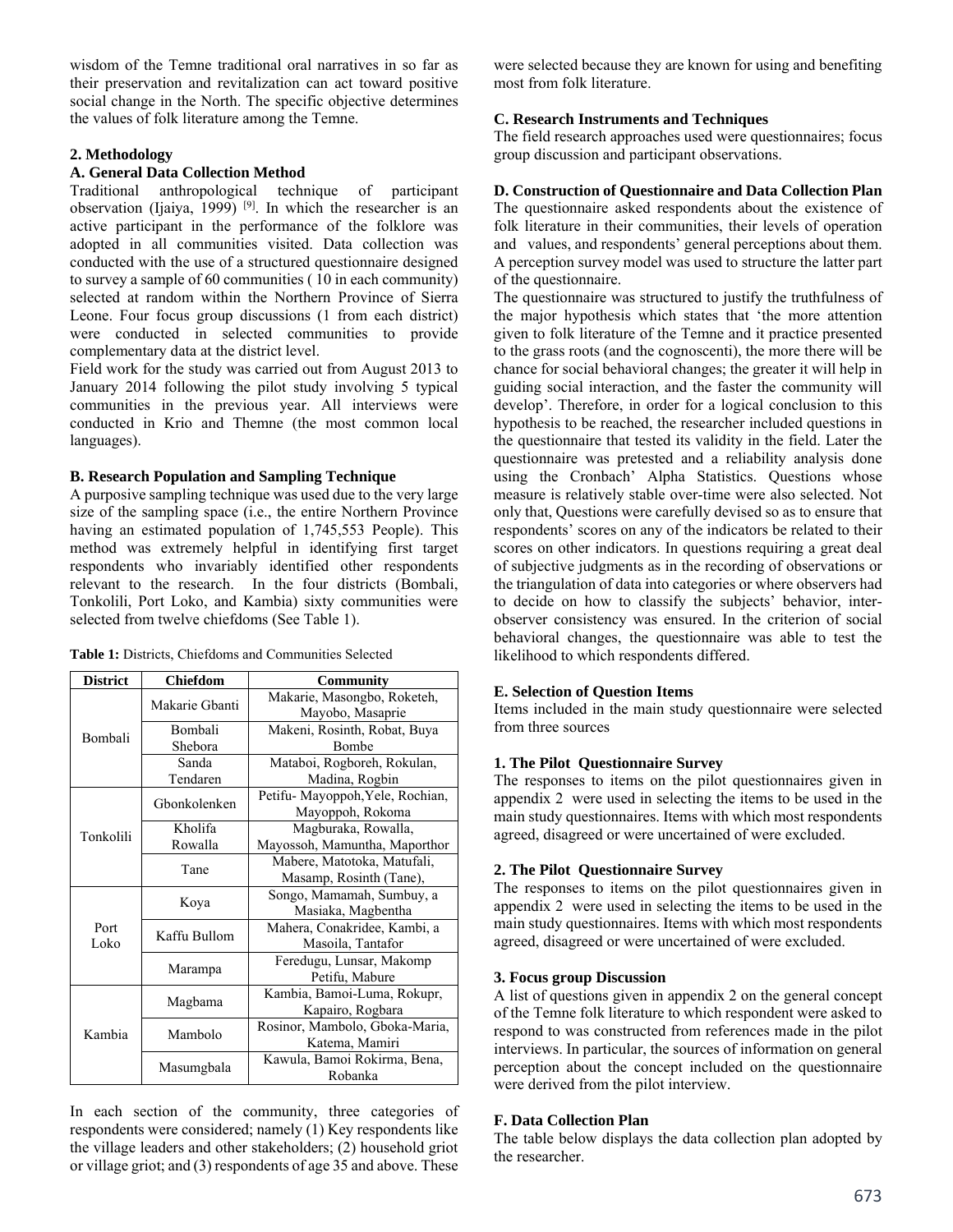wisdom of the Temne traditional oral narratives in so far as their preservation and revitalization can act toward positive social change in the North. The specific objective determines the values of folk literature among the Temne.

## 2. Methodology

### A. General Data Collection Method

Traditional anthropological technique of participant observation (Ijaiya, 1999) [9]. In which the researcher is an active participant in the performance of the folklore was adopted in all communities visited. Data collection was conducted with the use of a structured questionnaire designed to survey a sample of 60 communities ( 10 in each community) selected at random within the Northern Province of Sierra Leone. Four focus group discussions (1 from each district) were conducted in selected communities to provide complementary data at the district level.

Field work for the study was carried out from August 2013 to January 2014 following the pilot study involving 5 typical communities in the previous year. All interviews were conducted in Krio and Themne (the most common local languages).

### B. Research Population and Sampling Technique

A purposive sampling technique was used due to the very large size of the sampling space (i.e., the entire Northern Province having an estimated population of 1,745,553 People). This method was extremely helpful in identifying first target respondents who invariably identified other respondents relevant to the research. In the four districts (Bombali, Tonkolili, Port Loko, and Kambia) sixty communities were selected from twelve chiefdoms (See Table 1).

**Table 1:** Districts, Chiefdoms and Communities Selected

| District | Chiefdom | Community |
|---|---|---|
| Bombali | Makarie Gbanti | Makarie, Masongbo, Roketeh, Mayobo, Masaprie |
| | Bombali Shebora | Makeni, Rosinth, Robat, Buya Bombe |
| | Sanda Tendaren | Mataboi, Rogboreh, Rokulan, Madina, Rogbin |
| Tonkolili | Gbonkolenken | Petifu- Mayoppoh,Yele, Rochian, Mayoppoh, Rokoma |
| | Kholifa Rowalla | Magburaka, Rowalla, Mayossoh, Mamuntha, Maporthor |
| | Tane | Mabere, Matotoka, Matufali, Masamp, Rosinth (Tane), |
| Port Loko | Koya | Songo, Mamamah, Sumbuy, a Masiaka, Magbentha |
| | Kaffu Bullom | Mahera, Conakridee, Kambi, a Masoila, Tantafor |
| | Marampa | Feredugu, Lunsar, Makomp Petifu, Mabure |
| Kambia | Magbama | Kambia, Bamoi-Luma, Rokupr, Kapairo, Rogbara |
| | Mambolo | Rosinor, Mambolo, Gboka-Maria, Katema, Mamiri |
| | Masumgbala | Kawula, Bamoi Rokirma, Bena, Robanka |

In each section of the community, three categories of respondents were considered; namely (1) Key respondents like the village leaders and other stakeholders; (2) household griot or village griot; and (3) respondents of age 35 and above. These were selected because they are known for using and benefiting most from folk literature.

### C. Research Instruments and Techniques

The field research approaches used were questionnaires; focus group discussion and participant observations.

### D. Construction of Questionnaire and Data Collection Plan

The questionnaire asked respondents about the existence of folk literature in their communities, their levels of operation and values, and respondents' general perceptions about them. A perception survey model was used to structure the latter part of the questionnaire.

The questionnaire was structured to justify the truthfulness of the major hypothesis which states that 'the more attention given to folk literature of the Temne and it practice presented to the grass roots (and the cognoscenti), the more there will be chance for social behavioral changes; the greater it will help in guiding social interaction, and the faster the community will develop'. Therefore, in order for a logical conclusion to this hypothesis to be reached, the researcher included questions in the questionnaire that tested its validity in the field. Later the questionnaire was pretested and a reliability analysis done using the Cronbach' Alpha Statistics. Questions whose measure is relatively stable over-time were also selected. Not only that, Questions were carefully devised so as to ensure that respondents' scores on any of the indicators be related to their scores on other indicators. In questions requiring a great deal of subjective judgments as in the recording of observations or the triangulation of data into categories or where observers had to decide on how to classify the subjects' behavior, inter-observer consistency was ensured. In the criterion of social behavioral changes, the questionnaire was able to test the likelihood to which respondents differed.

### E. Selection of Question Items

Items included in the main study questionnaire were selected from three sources

#### 1. The Pilot Questionnaire Survey

The responses to items on the pilot questionnaires given in appendix 2 were used in selecting the items to be used in the main study questionnaires. Items with which most respondents agreed, disagreed or were uncertained of were excluded.

#### 2. The Pilot Questionnaire Survey

The responses to items on the pilot questionnaires given in appendix 2 were used in selecting the items to be used in the main study questionnaires. Items with which most respondents agreed, disagreed or were uncertained of were excluded.

#### 3. Focus group Discussion

A list of questions given in appendix 2 on the general concept of the Temne folk literature to which respondent were asked to respond to was constructed from references made in the pilot interviews. In particular, the sources of information on general perception about the concept included on the questionnaire were derived from the pilot interview.

### F. Data Collection Plan

The table below displays the data collection plan adopted by the researcher.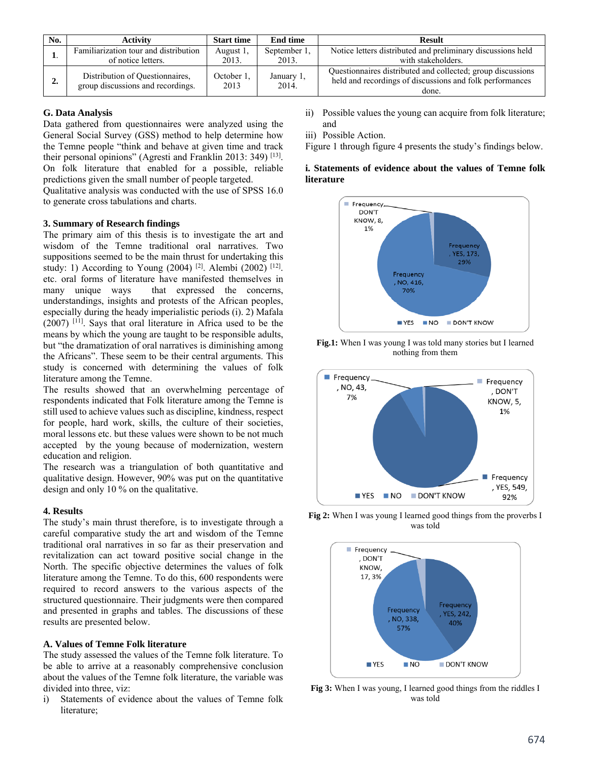| No. | Activity | Start time | End time | Result |
|---|---|---|---|---|
| 1. | Familiarization tour and distribution of notice letters. | August 1, 2013. | September 1, 2013. | Notice letters distributed and preliminary discussions held with stakeholders. |
| 2. | Distribution of Questionnaires, group discussions and recordings. | October 1, 2013 | January 1, 2014. | Questionnaires distributed and collected; group discussions held and recordings of discussions and folk performances done. |

### G. Data Analysis

Data gathered from questionnaires were analyzed using the General Social Survey (GSS) method to help determine how the Temne people "think and behave at given time and track their personal opinions" (Agresti and Franklin 2013: 349) [13]. On folk literature that enabled for a possible, reliable predictions given the small number of people targeted.

Qualitative analysis was conducted with the use of SPSS 16.0 to generate cross tabulations and charts.

## 3. Summary of Research findings

The primary aim of this thesis is to investigate the art and wisdom of the Temne traditional oral narratives. Two suppositions seemed to be the main thrust for undertaking this study: 1) According to Young (2004) [2]. Alembi (2002) [12]. etc. oral forms of literature have manifested themselves in many unique ways that expressed the concerns, understandings, insights and protests of the African peoples, especially during the heady imperialistic periods (i). 2) Mafala (2007) [11]. Says that oral literature in Africa used to be the means by which the young are taught to be responsible adults, but "the dramatization of oral narratives is diminishing among the Africans". These seem to be their central arguments. This study is concerned with determining the values of folk literature among the Temne.

The results showed that an overwhelming percentage of respondents indicated that Folk literature among the Temne is still used to achieve values such as discipline, kindness, respect for people, hard work, skills, the culture of their societies, moral lessons etc. but these values were shown to be not much accepted by the young because of modernization, western education and religion.

The research was a triangulation of both quantitative and qualitative design. However, 90% was put on the quantitative design and only 10 % on the qualitative.

## 4. Results

The study's main thrust therefore, is to investigate through a careful comparative study the art and wisdom of the Temne traditional oral narratives in so far as their preservation and revitalization can act toward positive social change in the North. The specific objective determines the values of folk literature among the Temne. To do this, 600 respondents were required to record answers to the various aspects of the structured questionnaire. Their judgments were then compared and presented in graphs and tables. The discussions of these results are presented below.

### A. Values of Temne Folk literature

The study assessed the values of the Temne folk literature. To be able to arrive at a reasonably comprehensive conclusion about the values of the Temne folk literature, the variable was divided into three, viz:

i) Statements of evidence about the values of Temne folk literature;
ii) Possible values the young can acquire from folk literature; and
iii) Possible Action.

Figure 1 through figure 4 presents the study's findings below.

#### i. Statements of evidence about the values of Temne folk literature

Frequency, DON'T KNOW, 8, 1%; Frequency, YES, 173, 29%; Frequency, NO, 416, 70%

**Fig.1:** When I was young I was told many stories but I learned nothing from them

Frequency, NO, 43, 7%; Frequency, DON'T KNOW, 5, 1%; Frequency, YES, 549, 92%

**Fig 2:** When I was young I learned good things from the proverbs I was told

Frequency, DON'T KNOW, 17, 3%; Frequency, NO, 338, 57%; Frequency, YES, 242, 40%

**Fig 3:** When I was young, I learned good things from the riddles I was told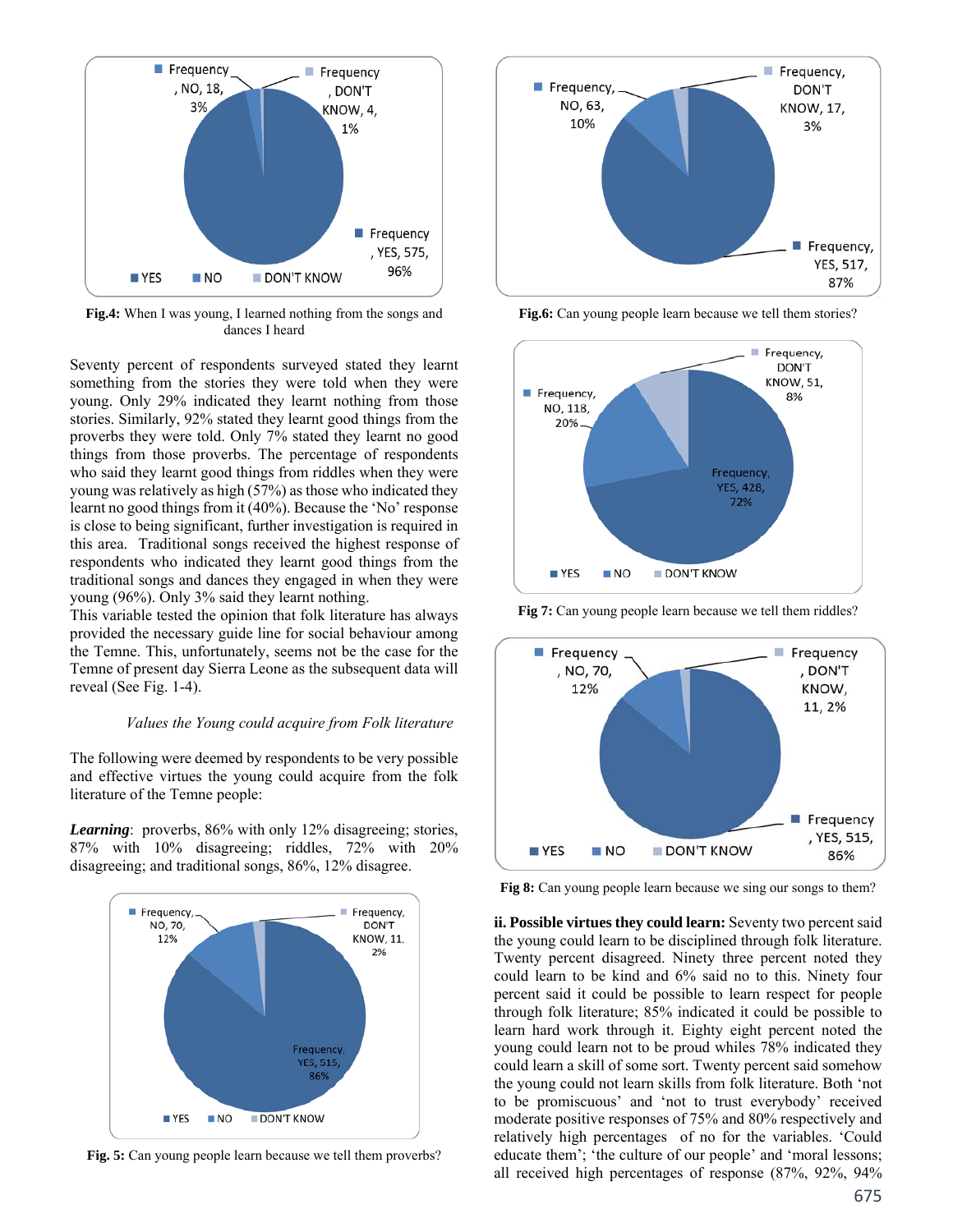Fig.4: When I was young, I learned nothing from the songs and dances I heard

Seventy percent of respondents surveyed stated they learnt something from the stories they were told when they were young. Only 29% indicated they learnt nothing from those stories. Similarly, 92% stated they learnt good things from the proverbs they were told. Only 7% stated they learnt no good things from those proverbs. The percentage of respondents who said they learnt good things from riddles when they were young was relatively as high (57%) as those who indicated they learnt no good things from it (40%). Because the 'No' response is close to being significant, further investigation is required in this area. Traditional songs received the highest response of respondents who indicated they learnt good things from the traditional songs and dances they engaged in when they were young (96%). Only 3% said they learnt nothing.
This variable tested the opinion that folk literature has always provided the necessary guide line for social behaviour among the Temne. This, unfortunately, seems not be the case for the Temne of present day Sierra Leone as the subsequent data will reveal (See Fig. 1-4).

*Values the Young could acquire from Folk literature*

The following were deemed by respondents to be very possible and effective virtues the young could acquire from the folk literature of the Temne people:

***Learning***: proverbs, 86% with only 12% disagreeing; stories, 87% with 10% disagreeing; riddles, 72% with 20% disagreeing; and traditional songs, 86%, 12% disagree.

Fig. 5: Can young people learn because we tell them proverbs?

Fig.6: Can young people learn because we tell them stories?

Fig 7: Can young people learn because we tell them riddles?

Fig 8: Can young people learn because we sing our songs to them?

**ii. Possible virtues they could learn:** Seventy two percent said the young could learn to be disciplined through folk literature. Twenty percent disagreed. Ninety three percent noted they could learn to be kind and 6% said no to this. Ninety four percent said it could be possible to learn respect for people through folk literature; 85% indicated it could be possible to learn hard work through it. Eighty eight percent noted the young could learn not to be proud whiles 78% indicated they could learn a skill of some sort. Twenty percent said somehow the young could not learn skills from folk literature. Both 'not to be promiscuous' and 'not to trust everybody' received moderate positive responses of 75% and 80% respectively and relatively high percentages of no for the variables. 'Could educate them'; 'the culture of our people' and 'moral lessons; all received high percentages of response (87%, 92%, 94%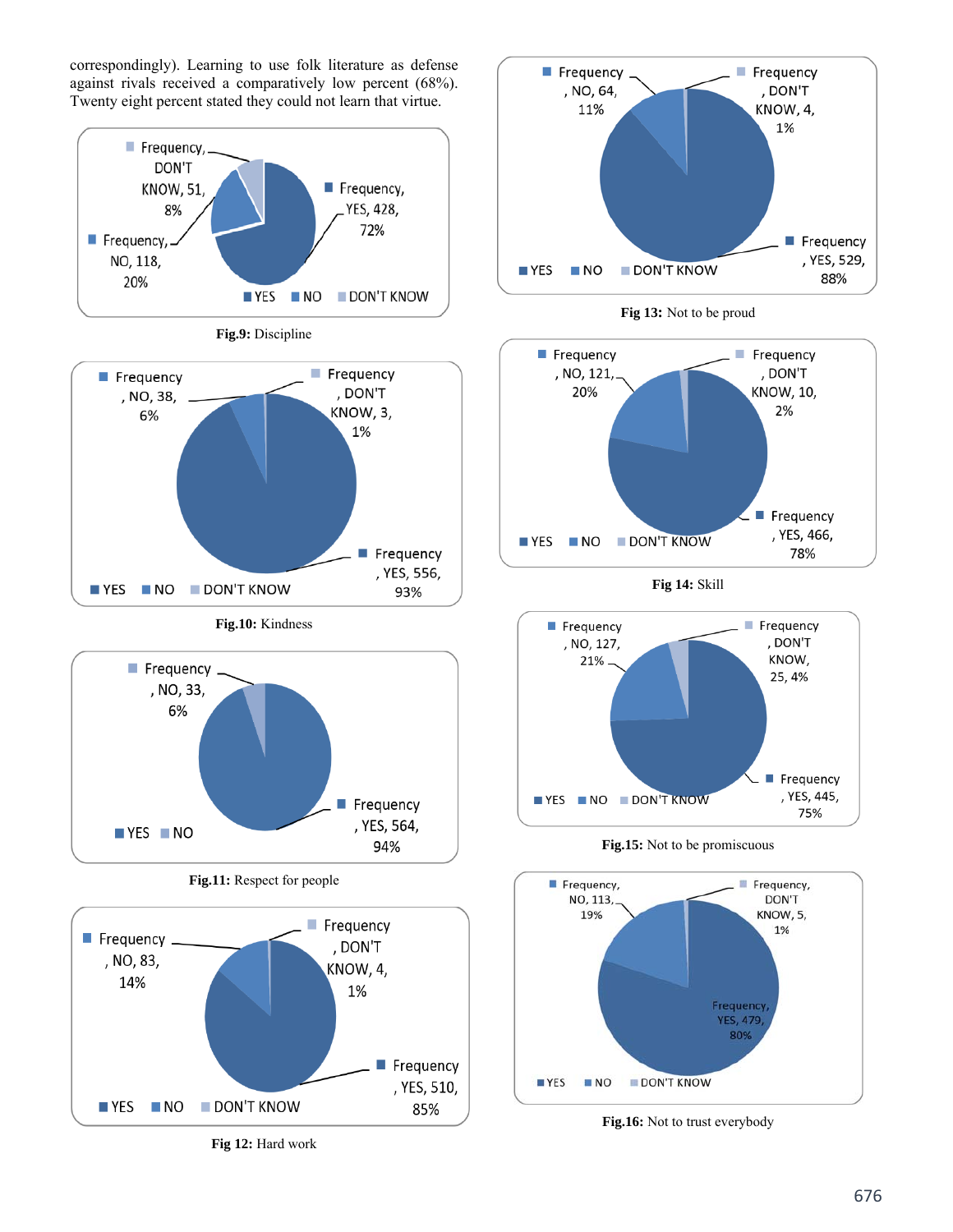correspondingly). Learning to use folk literature as defense against rivals received a comparatively low percent (68%). Twenty eight percent stated they could not learn that virtue.

Frequency, DON'T KNOW, 51, 8%
Frequency, YES, 428, 72%
Frequency, NO, 118, 20%
YES NO DON'T KNOW

**Fig.9:** Discipline

Frequency, NO, 38, 6%
Frequency, DON'T KNOW, 3, 1%
Frequency, YES, 556, 93%
YES NO DON'T KNOW

**Fig.10:** Kindness

Frequency, NO, 33, 6%
Frequency, YES, 564, 94%
YES NO

**Fig.11:** Respect for people

Frequency, NO, 83, 14%
Frequency, DON'T KNOW, 4, 1%
Frequency, YES, 510, 85%
YES NO DON'T KNOW

**Fig 12:** Hard work

Frequency, NO, 64, 11%
Frequency, DON'T KNOW, 4, 1%
Frequency, YES, 529, 88%
YES NO DON'T KNOW

**Fig 13:** Not to be proud

Frequency, NO, 121, 20%
Frequency, DON'T KNOW, 10, 2%
Frequency, YES, 466, 78%
YES NO DON'T KNOW

**Fig 14:** Skill

Frequency, NO, 127, 21%
Frequency, DON'T KNOW, 25, 4%
Frequency, YES, 445, 75%
YES NO DON'T KNOW

**Fig.15:** Not to be promiscuous

Frequency, NO, 113, 19%
Frequency, DON'T KNOW, 5, 1%
Frequency, YES, 479, 80%
YES NO DON'T KNOW

**Fig.16:** Not to trust everybody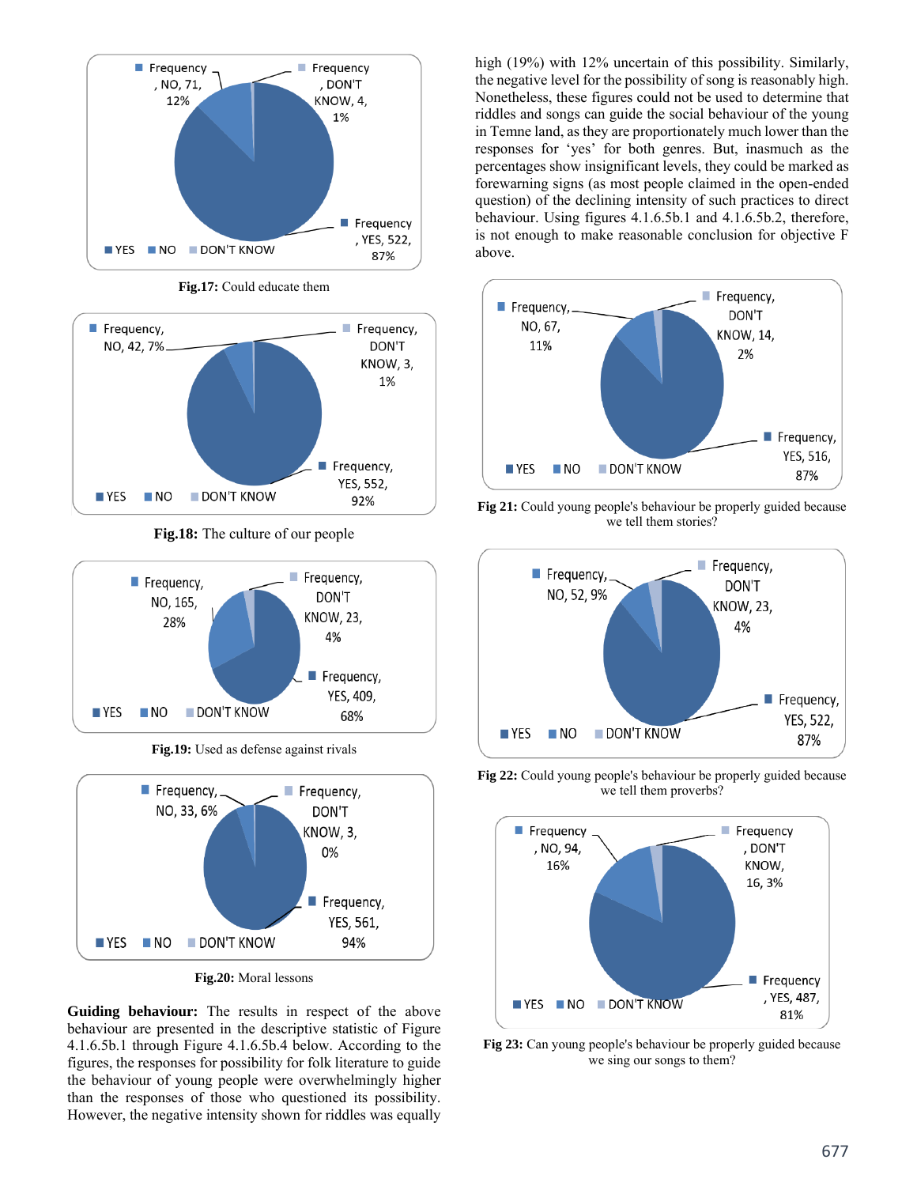Fig.17: Could educate them

Fig.18: The culture of our people

Fig.19: Used as defense against rivals

Fig.20: Moral lessons

**Guiding behaviour:** The results in respect of the above behaviour are presented in the descriptive statistic of Figure 4.1.6.5b.1 through Figure 4.1.6.5b.4 below. According to the figures, the responses for possibility for folk literature to guide the behaviour of young people were overwhelmingly higher than the responses of those who questioned its possibility. However, the negative intensity shown for riddles was equally high (19%) with 12% uncertain of this possibility. Similarly, the negative level for the possibility of song is reasonably high. Nonetheless, these figures could not be used to determine that riddles and songs can guide the social behaviour of the young in Temne land, as they are proportionately much lower than the responses for 'yes' for both genres. But, inasmuch as the percentages show insignificant levels, they could be marked as forewarning signs (as most people claimed in the open-ended question) of the declining intensity of such practices to direct behaviour. Using figures 4.1.6.5b.1 and 4.1.6.5b.2, therefore, is not enough to make reasonable conclusion for objective F above.

**Fig 21:** Could young people's behaviour be properly guided because we tell them stories?

**Fig 22:** Could young people's behaviour be properly guided because we tell them proverbs?

**Fig 23:** Can young people's behaviour be properly guided because we sing our songs to them?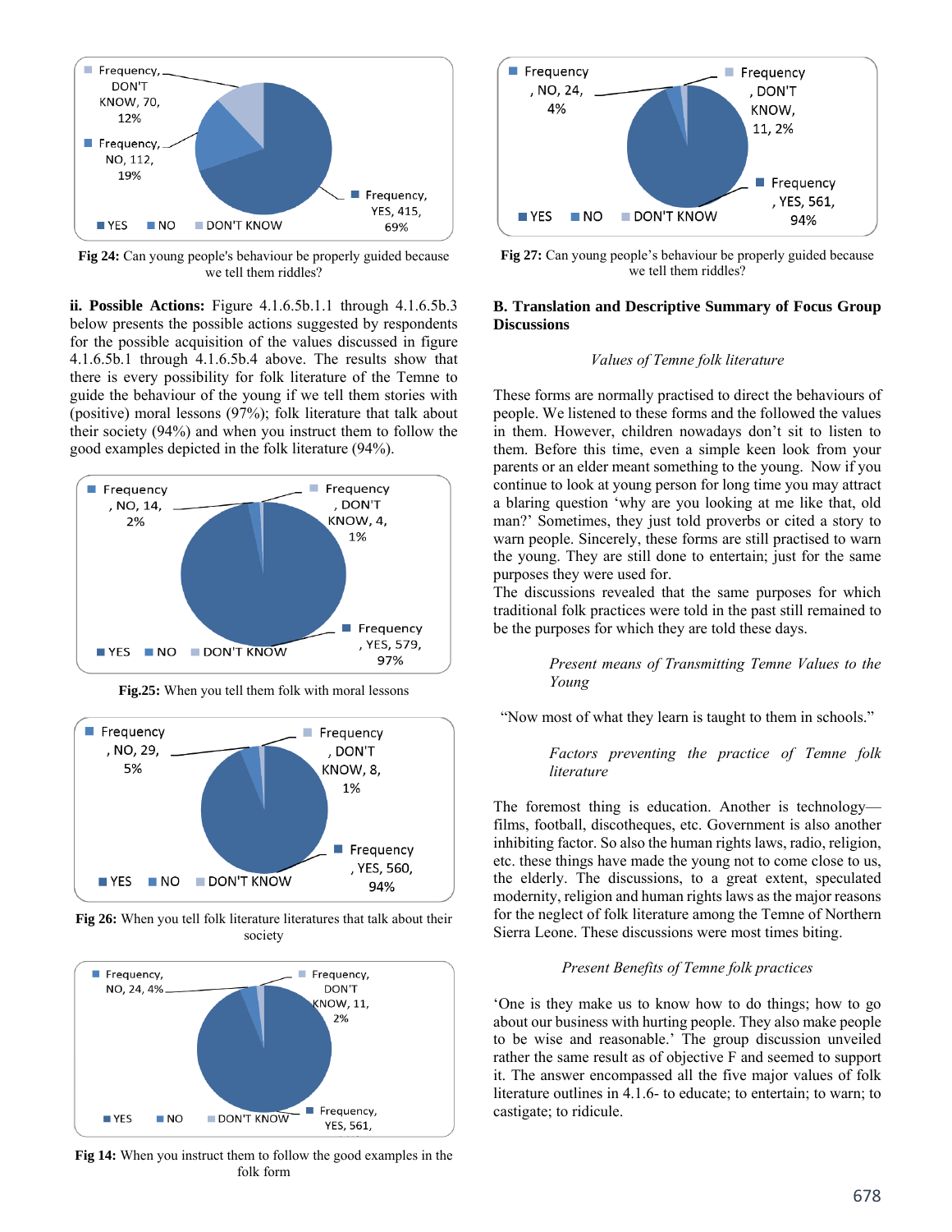Fig 24: Can young people's behaviour be properly guided because we tell them riddles?

**ii. Possible Actions:** Figure 4.1.6.5b.1.1 through 4.1.6.5b.3 below presents the possible actions suggested by respondents for the possible acquisition of the values discussed in figure 4.1.6.5b.1 through 4.1.6.5b.4 above. The results show that there is every possibility for folk literature of the Temne to guide the behaviour of the young if we tell them stories with (positive) moral lessons (97%); folk literature that talk about their society (94%) and when you instruct them to follow the good examples depicted in the folk literature (94%).

**Fig.25:** When you tell them folk with moral lessons

**Fig 26:** When you tell folk literature literatures that talk about their society

**Fig 14:** When you instruct them to follow the good examples in the folk form

**Fig 27:** Can young people's behaviour be properly guided because we tell them riddles?

**B. Translation and Descriptive Summary of Focus Group Discussions**

*Values of Temne folk literature*

These forms are normally practised to direct the behaviours of people. We listened to these forms and the followed the values in them. However, children nowadays don't sit to listen to them. Before this time, even a simple keen look from your parents or an elder meant something to the young. Now if you continue to look at young person for long time you may attract a blaring question 'why are you looking at me like that, old man?' Sometimes, they just told proverbs or cited a story to warn people. Sincerely, these forms are still practised to warn the young. They are still done to entertain; just for the same purposes they were used for.

The discussions revealed that the same purposes for which traditional folk practices were told in the past still remained to be the purposes for which they are told these days.

*Present means of Transmitting Temne Values to the Young*

"Now most of what they learn is taught to them in schools."

*Factors preventing the practice of Temne folk literature*

The foremost thing is education. Another is technology—films, football, discotheques, etc. Government is also another inhibiting factor. So also the human rights laws, radio, religion, etc. these things have made the young not to come close to us, the elderly. The discussions, to a great extent, speculated modernity, religion and human rights laws as the major reasons for the neglect of folk literature among the Temne of Northern Sierra Leone. These discussions were most times biting.

*Present Benefits of Temne folk practices*

'One is they make us to know how to do things; how to go about our business with hurting people. They also make people to be wise and reasonable.' The group discussion unveiled rather the same result as of objective F and seemed to support it. The answer encompassed all the five major values of folk literature outlines in 4.1.6- to educate; to entertain; to warn; to castigate; to ridicule.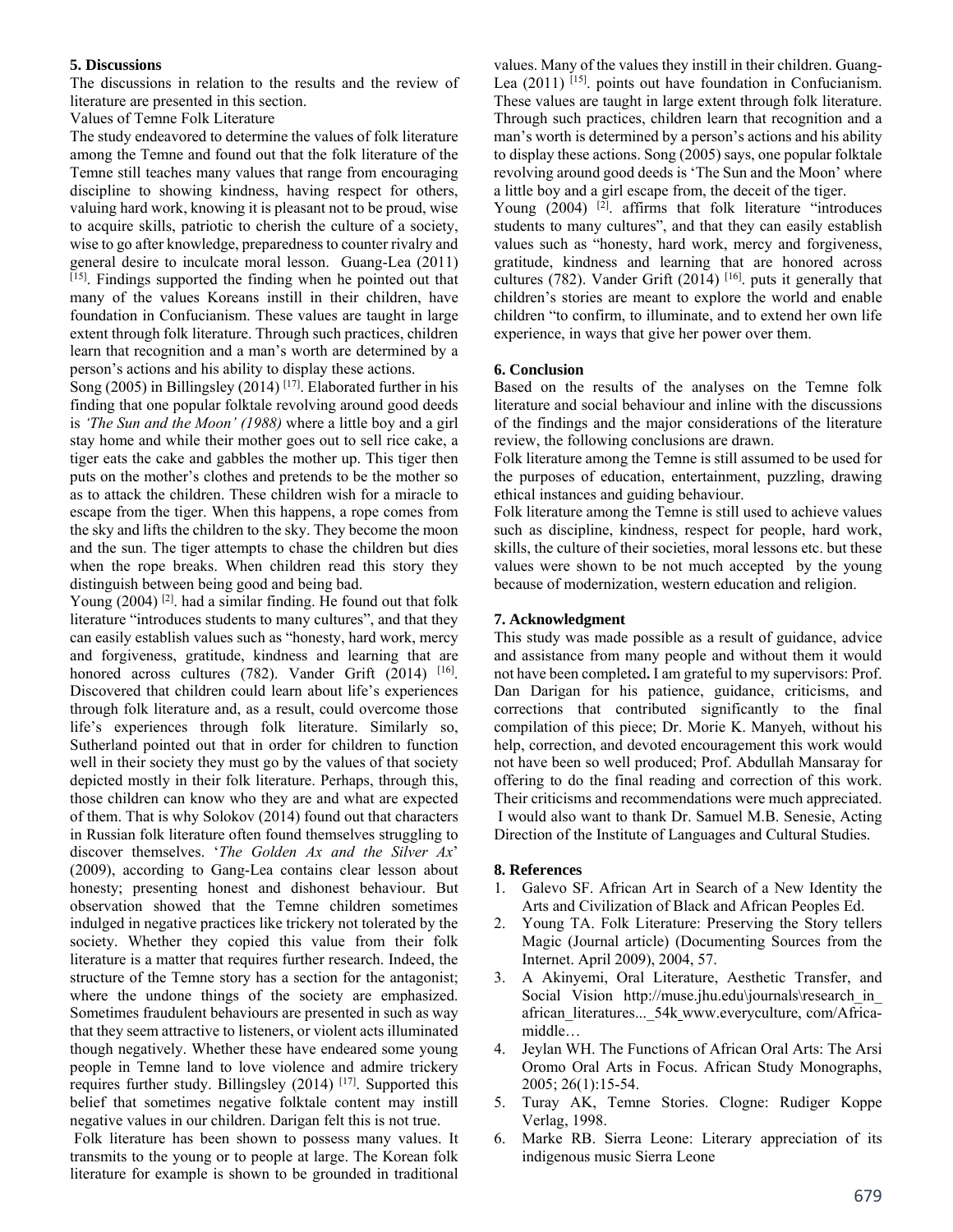## 5. Discussions

The discussions in relation to the results and the review of literature are presented in this section.

Values of Temne Folk Literature

The study endeavored to determine the values of folk literature among the Temne and found out that the folk literature of the Temne still teaches many values that range from encouraging discipline to showing kindness, having respect for others, valuing hard work, knowing it is pleasant not to be proud, wise to acquire skills, patriotic to cherish the culture of a society, wise to go after knowledge, preparedness to counter rivalry and general desire to inculcate moral lesson. Guang-Lea (2011) [15]. Findings supported the finding when he pointed out that many of the values Koreans instill in their children, have foundation in Confucianism. These values are taught in large extent through folk literature. Through such practices, children learn that recognition and a man's worth are determined by a person's actions and his ability to display these actions.

Song (2005) in Billingsley (2014) [17]. Elaborated further in his finding that one popular folktale revolving around good deeds is *'The Sun and the Moon' (1988)* where a little boy and a girl stay home and while their mother goes out to sell rice cake, a tiger eats the cake and gabbles the mother up. This tiger then puts on the mother's clothes and pretends to be the mother so as to attack the children. These children wish for a miracle to escape from the tiger. When this happens, a rope comes from the sky and lifts the children to the sky. They become the moon and the sun. The tiger attempts to chase the children but dies when the rope breaks. When children read this story they distinguish between being good and being bad.

Young (2004) [2]. had a similar finding. He found out that folk literature "introduces students to many cultures", and that they can easily establish values such as "honesty, hard work, mercy and forgiveness, gratitude, kindness and learning that are honored across cultures (782). Vander Grift (2014) [16]. Discovered that children could learn about life's experiences through folk literature and, as a result, could overcome those life's experiences through folk literature. Similarly so, Sutherland pointed out that in order for children to function well in their society they must go by the values of that society depicted mostly in their folk literature. Perhaps, through this, those children can know who they are and what are expected of them. That is why Solokov (2014) found out that characters in Russian folk literature often found themselves struggling to discover themselves. '*The Golden Ax and the Silver Ax*' (2009), according to Gang-Lea contains clear lesson about honesty; presenting honest and dishonest behaviour. But observation showed that the Temne children sometimes indulged in negative practices like trickery not tolerated by the society. Whether they copied this value from their folk literature is a matter that requires further research. Indeed, the structure of the Temne story has a section for the antagonist; where the undone things of the society are emphasized. Sometimes fraudulent behaviours are presented in such as way that they seem attractive to listeners, or violent acts illuminated though negatively. Whether these have endeared some young people in Temne land to love violence and admire trickery requires further study. Billingsley (2014) [17]. Supported this belief that sometimes negative folktale content may instill negative values in our children. Darigan felt this is not true.

Folk literature has been shown to possess many values. It transmits to the young or to people at large. The Korean folk literature for example is shown to be grounded in traditional values. Many of the values they instill in their children. Guang-Lea (2011) [15]. points out have foundation in Confucianism. These values are taught in large extent through folk literature. Through such practices, children learn that recognition and a man's worth is determined by a person's actions and his ability to display these actions. Song (2005) says, one popular folktale revolving around good deeds is 'The Sun and the Moon' where a little boy and a girl escape from, the deceit of the tiger.

Young (2004) [2]. affirms that folk literature "introduces students to many cultures", and that they can easily establish values such as "honesty, hard work, mercy and forgiveness, gratitude, kindness and learning that are honored across cultures (782). Vander Grift (2014) [16]. puts it generally that children's stories are meant to explore the world and enable children "to confirm, to illuminate, and to extend her own life experience, in ways that give her power over them.

## 6. Conclusion

Based on the results of the analyses on the Temne folk literature and social behaviour and inline with the discussions of the findings and the major considerations of the literature review, the following conclusions are drawn.

Folk literature among the Temne is still assumed to be used for the purposes of education, entertainment, puzzling, drawing ethical instances and guiding behaviour.

Folk literature among the Temne is still used to achieve values such as discipline, kindness, respect for people, hard work, skills, the culture of their societies, moral lessons etc. but these values were shown to be not much accepted by the young because of modernization, western education and religion.

## 7. Acknowledgment

This study was made possible as a result of guidance, advice and assistance from many people and without them it would not have been completed**.** I am grateful to my supervisors: Prof. Dan Darigan for his patience, guidance, criticisms, and corrections that contributed significantly to the final compilation of this piece; Dr. Morie K. Manyeh, without his help, correction, and devoted encouragement this work would not have been so well produced; Prof. Abdullah Mansaray for offering to do the final reading and correction of this work. Their criticisms and recommendations were much appreciated. I would also want to thank Dr. Samuel M.B. Senesie, Acting Direction of the Institute of Languages and Cultural Studies.

## 8. References

1. Galevo SF. African Art in Search of a New Identity the Arts and Civilization of Black and African Peoples Ed.
2. Young TA. Folk Literature: Preserving the Story tellers Magic (Journal article) (Documenting Sources from the Internet. April 2009), 2004, 57.
3. A Akinyemi, Oral Literature, Aesthetic Transfer, and Social Vision http://muse.jhu.edu\journals\research_in_african_literatures..._54k www.everyculture, com/Africa-middle…
4. Jeylan WH. The Functions of African Oral Arts: The Arsi Oromo Oral Arts in Focus. African Study Monographs, 2005; 26(1):15-54.
5. Turay AK, Temne Stories. Clogne: Rudiger Koppe Verlag, 1998.
6. Marke RB. Sierra Leone: Literary appreciation of its indigenous music Sierra Leone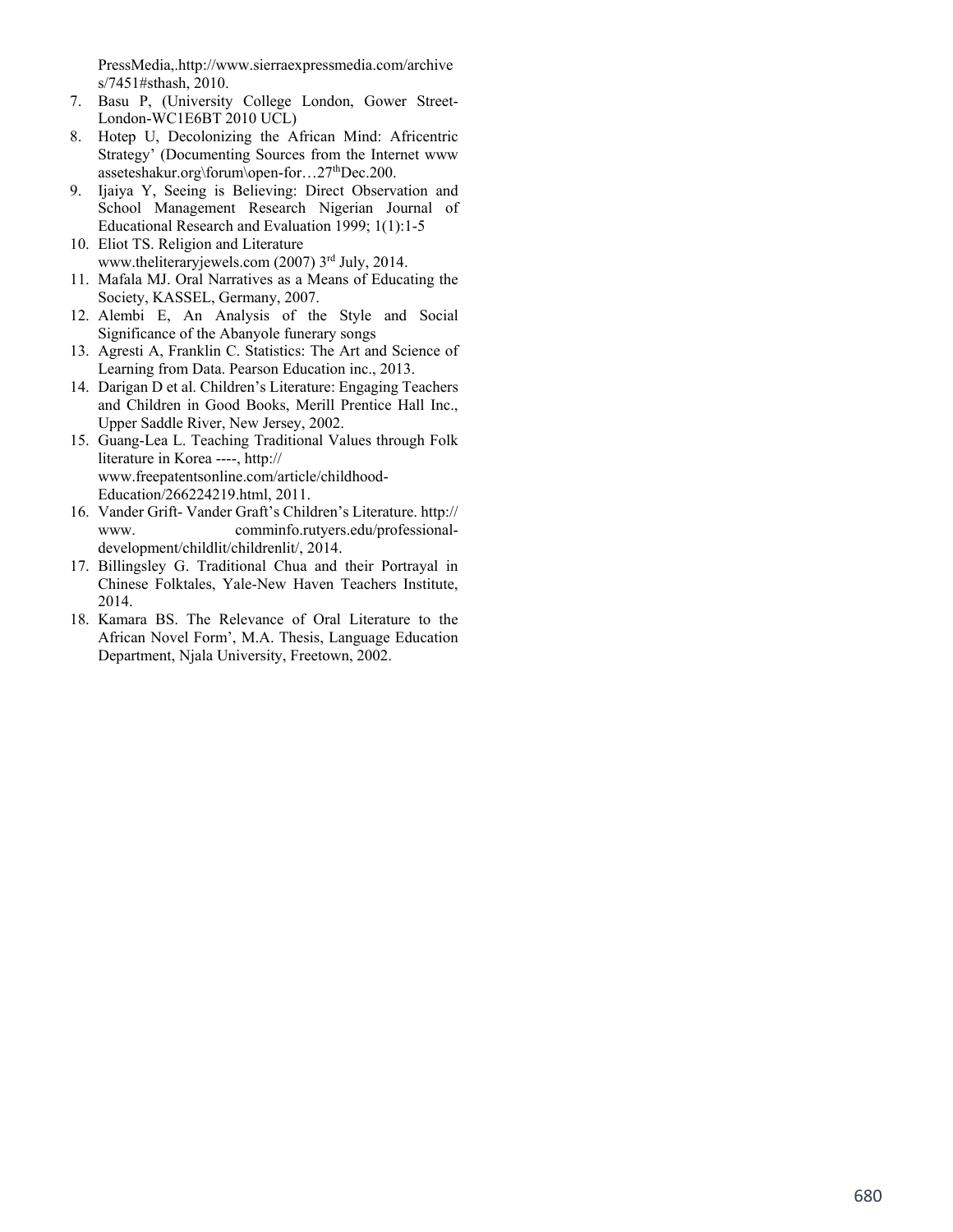PressMedia,.http://www.sierraexpressmedia.com/archives/7451#sthash, 2010.

7. Basu P, (University College London, Gower Street-London-WC1E6BT 2010 UCL)
8. Hotep U, Decolonizing the African Mind: Africentric Strategy' (Documenting Sources from the Internet www asseteshakur.org\forum\open-for…27[th]Dec.200.
9. Ijaiya Y, Seeing is Believing: Direct Observation and School Management Research Nigerian Journal of Educational Research and Evaluation 1999; 1(1):1-5
10. Eliot TS. Religion and Literature www.theliteraryjewels.com (2007) 3[rd] July, 2014.
11. Mafala MJ. Oral Narratives as a Means of Educating the Society, KASSEL, Germany, 2007.
12. Alembi E, An Analysis of the Style and Social Significance of the Abanyole funerary songs
13. Agresti A, Franklin C. Statistics: The Art and Science of Learning from Data. Pearson Education inc., 2013.
14. Darigan D et al. Children's Literature: Engaging Teachers and Children in Good Books, Merill Prentice Hall Inc., Upper Saddle River, New Jersey, 2002.
15. Guang-Lea L. Teaching Traditional Values through Folk literature in Korea ----, http:// www.freepatentsonline.com/article/childhood-Education/266224219.html, 2011.
16. Vander Grift- Vander Graft's Children's Literature. http:// www. comminfo.rutyers.edu/professional-development/childlit/childrenlit/, 2014.
17. Billingsley G. Traditional Chua and their Portrayal in Chinese Folktales, Yale-New Haven Teachers Institute, 2014.
18. Kamara BS. The Relevance of Oral Literature to the African Novel Form', M.A. Thesis, Language Education Department, Njala University, Freetown, 2002.